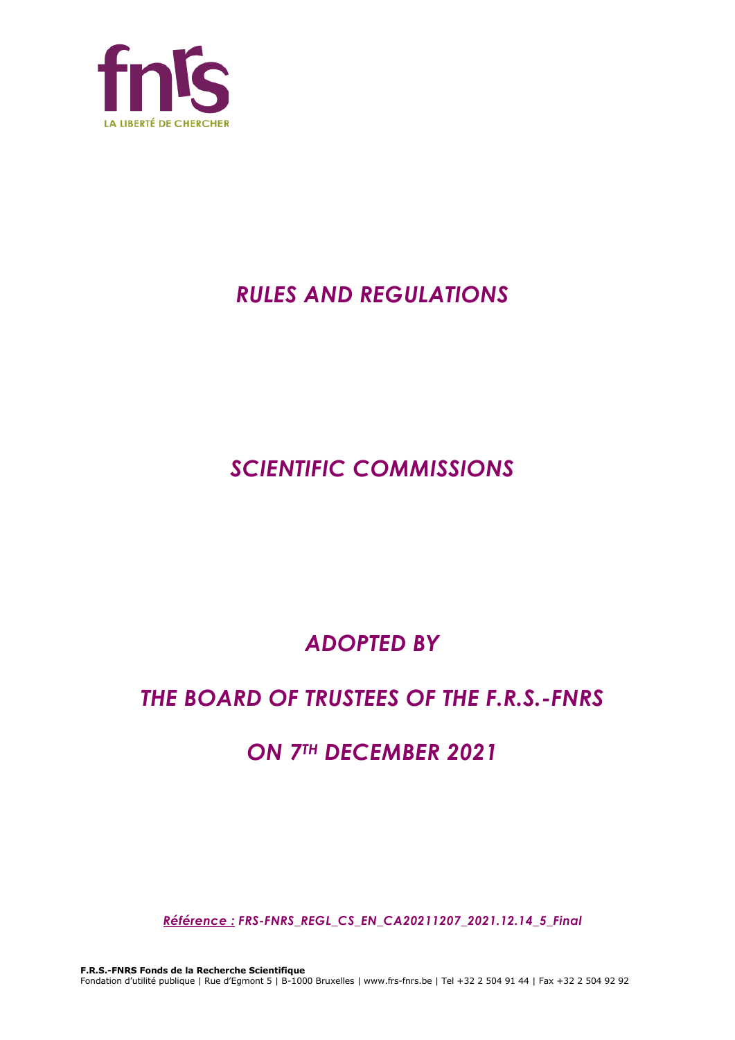fnrs

LA LIBERTÉ DE CHERCHER

# *RULES AND REGULATIONS*

# *SCIENTIFIC COMMISSIONS*

## *ADOPTED BY*

## *THE BOARD OF TRUSTEES OF THE F.R.S.-FNRS*

## *ON 7TH DECEMBER 2021*

***Référence :** FRS-FNRS_REGL_CS_EN_CA20211207_2021.12.14_5_Final*

**F.R.S.-FNRS Fonds de la Recherche Scientifique**
Fondation d'utilité publique | Rue d'Egmont 5 | B-1000 Bruxelles | www.frs-fnrs.be | Tel +32 2 504 91 44 | Fax +32 2 504 92 92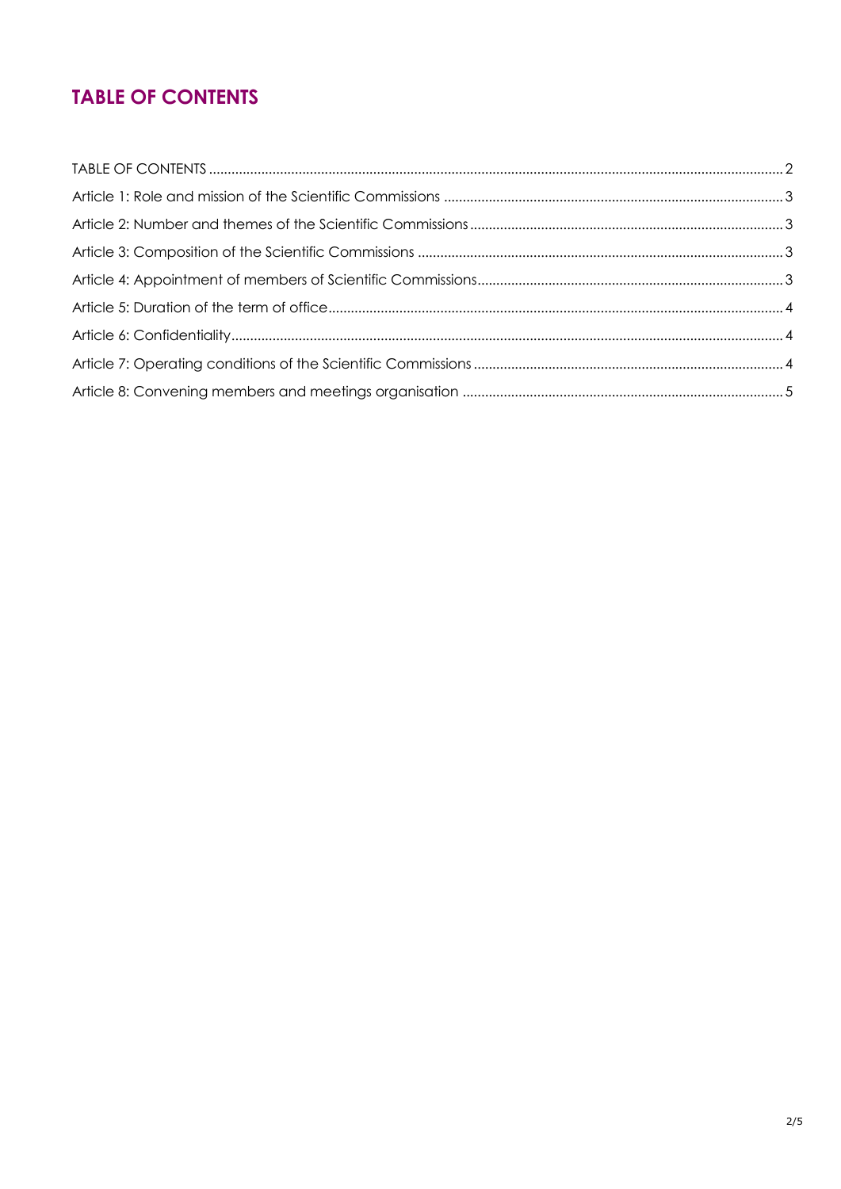# TABLE OF CONTENTS

TABLE OF CONTENTS ........ 2

Article 1: Role and mission of the Scientific Commissions ........ 3

Article 2: Number and themes of the Scientific Commissions ........ 3

Article 3: Composition of the Scientific Commissions ........ 3

Article 4: Appointment of members of Scientific Commissions ........ 3

Article 5: Duration of the term of office ........ 4

Article 6: Confidentiality ........ 4

Article 7: Operating conditions of the Scientific Commissions ........ 4

Article 8: Convening members and meetings organisation ........ 5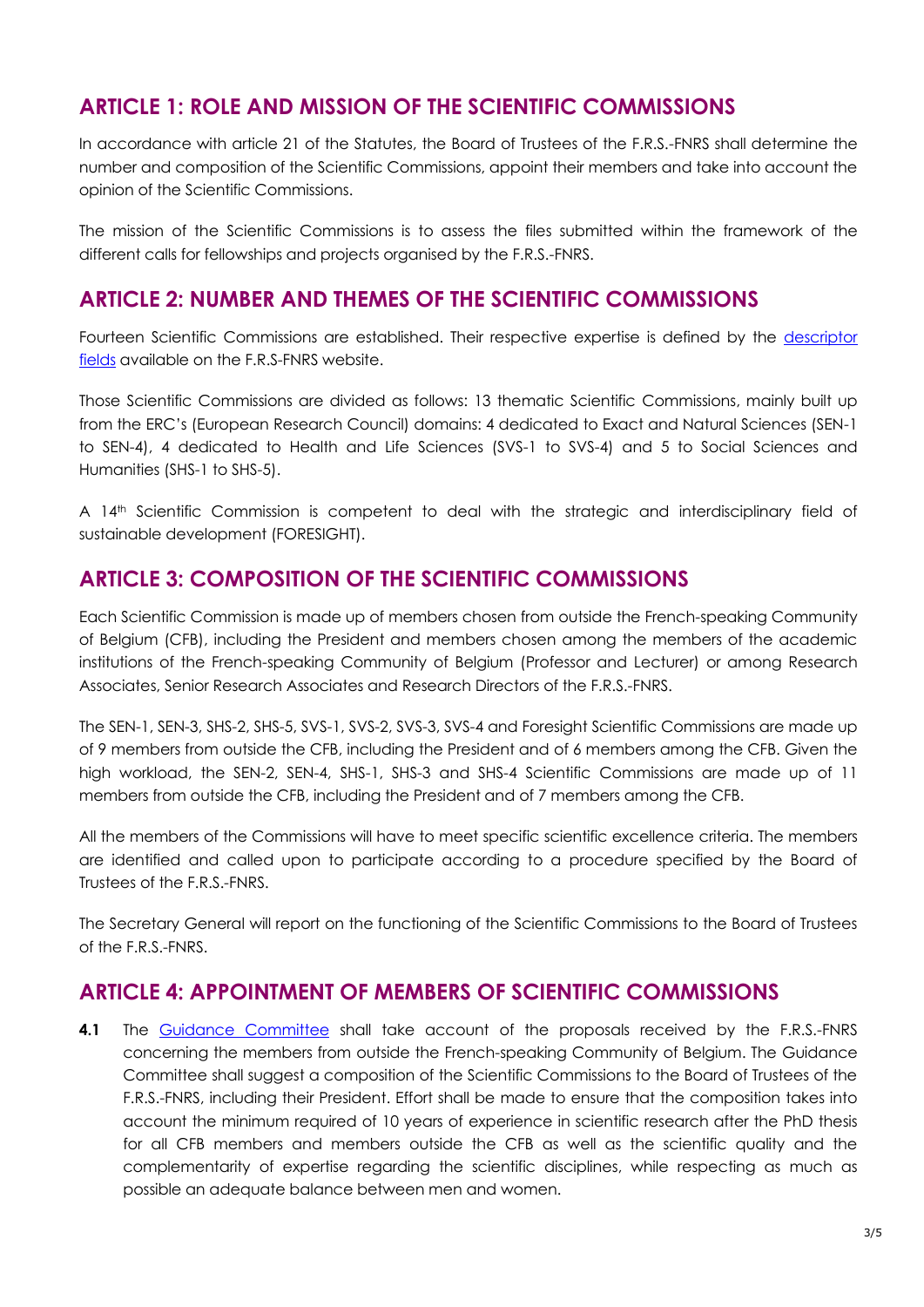## ARTICLE 1: ROLE AND MISSION OF THE SCIENTIFIC COMMISSIONS

In accordance with article 21 of the Statutes, the Board of Trustees of the F.R.S.-FNRS shall determine the number and composition of the Scientific Commissions, appoint their members and take into account the opinion of the Scientific Commissions.

The mission of the Scientific Commissions is to assess the files submitted within the framework of the different calls for fellowships and projects organised by the F.R.S.-FNRS.

## ARTICLE 2: NUMBER AND THEMES OF THE SCIENTIFIC COMMISSIONS

Fourteen Scientific Commissions are established. Their respective expertise is defined by the [descriptor fields](descriptor fields) available on the F.R.S-FNRS website.

Those Scientific Commissions are divided as follows: 13 thematic Scientific Commissions, mainly built up from the ERC's (European Research Council) domains: 4 dedicated to Exact and Natural Sciences (SEN-1 to SEN-4), 4 dedicated to Health and Life Sciences (SVS-1 to SVS-4) and 5 to Social Sciences and Humanities (SHS-1 to SHS-5).

A 14th Scientific Commission is competent to deal with the strategic and interdisciplinary field of sustainable development (FORESIGHT).

## ARTICLE 3: COMPOSITION OF THE SCIENTIFIC COMMISSIONS

Each Scientific Commission is made up of members chosen from outside the French-speaking Community of Belgium (CFB), including the President and members chosen among the members of the academic institutions of the French-speaking Community of Belgium (Professor and Lecturer) or among Research Associates, Senior Research Associates and Research Directors of the F.R.S.-FNRS.

The SEN-1, SEN-3, SHS-2, SHS-5, SVS-1, SVS-2, SVS-3, SVS-4 and Foresight Scientific Commissions are made up of 9 members from outside the CFB, including the President and of 6 members among the CFB. Given the high workload, the SEN-2, SEN-4, SHS-1, SHS-3 and SHS-4 Scientific Commissions are made up of 11 members from outside the CFB, including the President and of 7 members among the CFB.

All the members of the Commissions will have to meet specific scientific excellence criteria. The members are identified and called upon to participate according to a procedure specified by the Board of Trustees of the F.R.S.-FNRS.

The Secretary General will report on the functioning of the Scientific Commissions to the Board of Trustees of the F.R.S.-FNRS.

## ARTICLE 4: APPOINTMENT OF MEMBERS OF SCIENTIFIC COMMISSIONS

**4.1** The [Guidance Committee](Guidance Committee) shall take account of the proposals received by the F.R.S.-FNRS concerning the members from outside the French-speaking Community of Belgium. The Guidance Committee shall suggest a composition of the Scientific Commissions to the Board of Trustees of the F.R.S.-FNRS, including their President. Effort shall be made to ensure that the composition takes into account the minimum required of 10 years of experience in scientific research after the PhD thesis for all CFB members and members outside the CFB as well as the scientific quality and the complementarity of expertise regarding the scientific disciplines, while respecting as much as possible an adequate balance between men and women.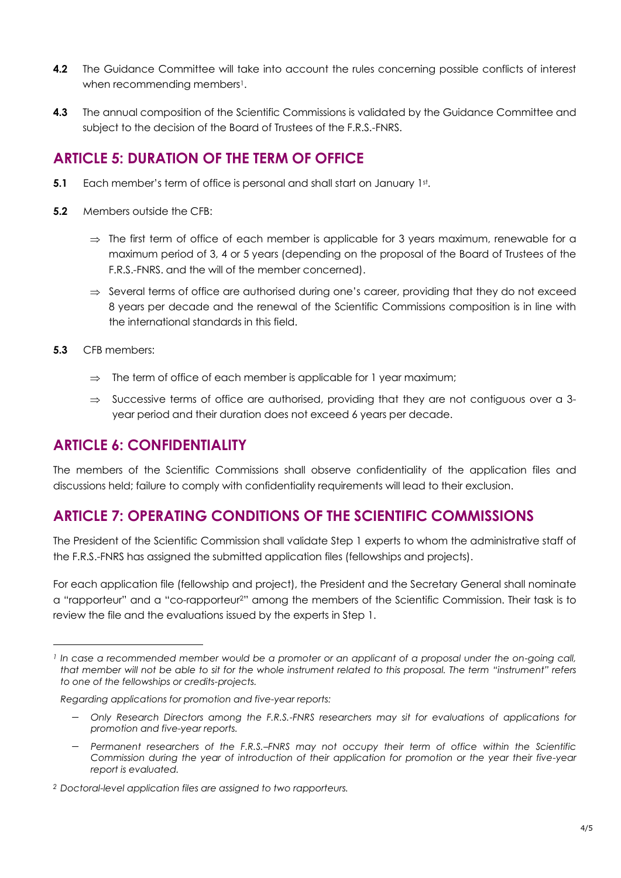**4.2** The Guidance Committee will take into account the rules concerning possible conflicts of interest when recommending members[1].

**4.3** The annual composition of the Scientific Commissions is validated by the Guidance Committee and subject to the decision of the Board of Trustees of the F.R.S.-FNRS.

## ARTICLE 5: DURATION OF THE TERM OF OFFICE

**5.1** Each member's term of office is personal and shall start on January 1st.

**5.2** Members outside the CFB:

- ⇒ The first term of office of each member is applicable for 3 years maximum, renewable for a maximum period of 3, 4 or 5 years (depending on the proposal of the Board of Trustees of the F.R.S.-FNRS. and the will of the member concerned).
- ⇒ Several terms of office are authorised during one's career, providing that they do not exceed 8 years per decade and the renewal of the Scientific Commissions composition is in line with the international standards in this field.

**5.3** CFB members:

- ⇒ The term of office of each member is applicable for 1 year maximum;
- ⇒ Successive terms of office are authorised, providing that they are not contiguous over a 3-year period and their duration does not exceed 6 years per decade.

## ARTICLE 6: CONFIDENTIALITY

The members of the Scientific Commissions shall observe confidentiality of the application files and discussions held; failure to comply with confidentiality requirements will lead to their exclusion.

## ARTICLE 7: OPERATING CONDITIONS OF THE SCIENTIFIC COMMISSIONS

The President of the Scientific Commission shall validate Step 1 experts to whom the administrative staff of the F.R.S.-FNRS has assigned the submitted application files (fellowships and projects).

For each application file (fellowship and project), the President and the Secretary General shall nominate a "rapporteur" and a "co-rapporteur[2]" among the members of the Scientific Commission. Their task is to review the file and the evaluations issued by the experts in Step 1.

---

[1] *In case a recommended member would be a promoter or an applicant of a proposal under the on-going call, that member will not be able to sit for the whole instrument related to this proposal. The term "instrument" refers to one of the fellowships or credits-projects.*

*Regarding applications for promotion and five-year reports:*

- *Only Research Directors among the F.R.S.-FNRS researchers may sit for evaluations of applications for promotion and five-year reports.*
- *Permanent researchers of the F.R.S.–FNRS may not occupy their term of office within the Scientific Commission during the year of introduction of their application for promotion or the year their five-year report is evaluated.*

[2] *Doctoral-level application files are assigned to two rapporteurs.*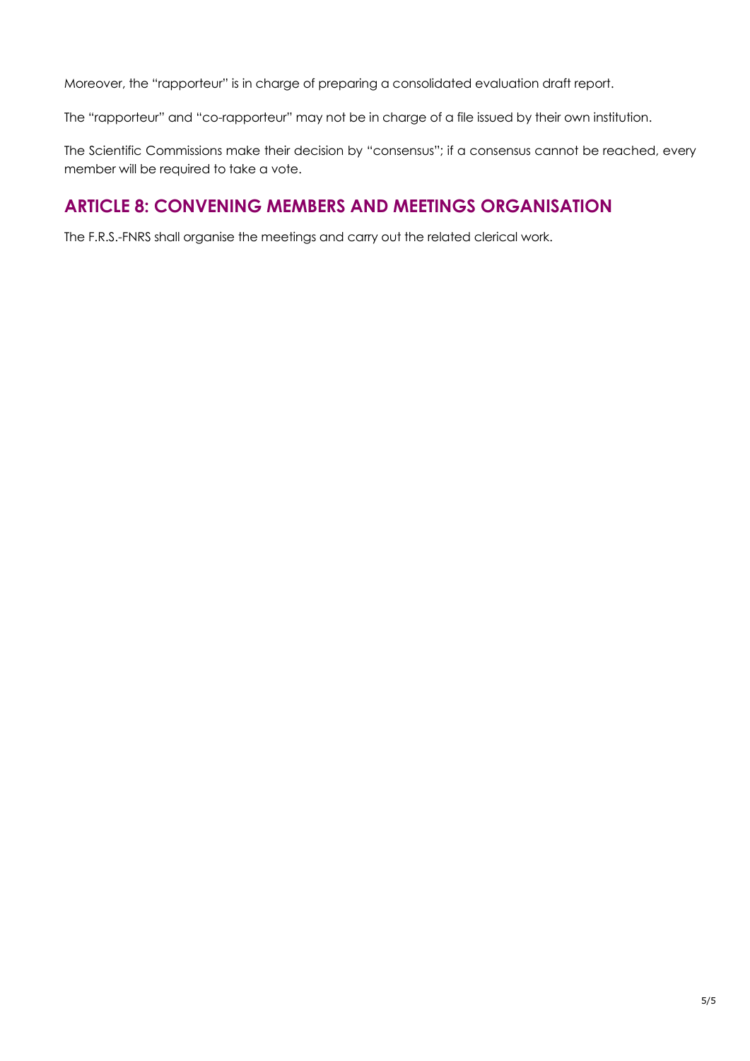Moreover, the "rapporteur" is in charge of preparing a consolidated evaluation draft report.

The "rapporteur" and "co-rapporteur" may not be in charge of a file issued by their own institution.

The Scientific Commissions make their decision by "consensus"; if a consensus cannot be reached, every member will be required to take a vote.

## ARTICLE 8: CONVENING MEMBERS AND MEETINGS ORGANISATION

The F.R.S.-FNRS shall organise the meetings and carry out the related clerical work.